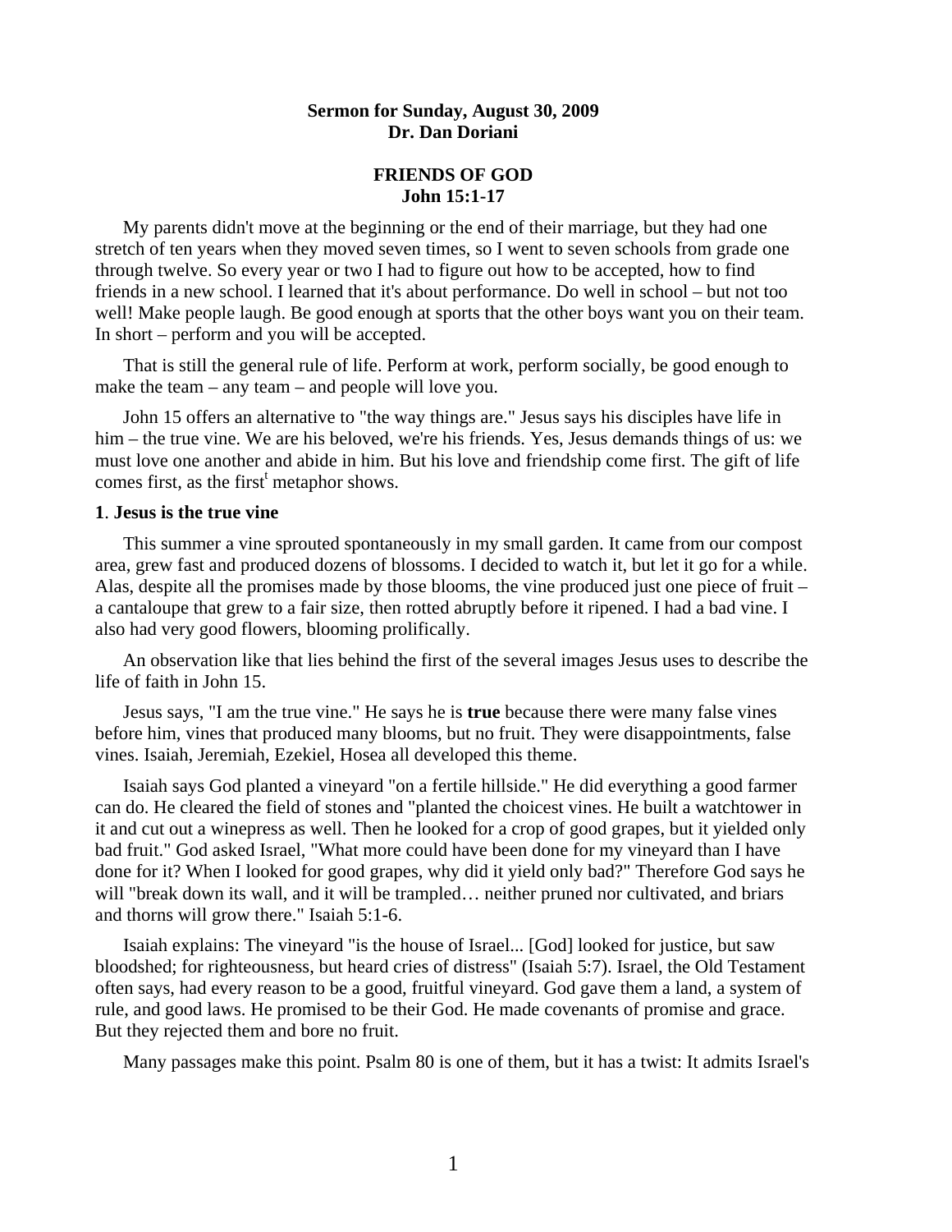**Sermon for Sunday, August 30, 2009**
**Dr. Dan Doriani**

# FRIENDS OF GOD
## John 15:1-17

My parents didn't move at the beginning or the end of their marriage, but they had one stretch of ten years when they moved seven times, so I went to seven schools from grade one through twelve. So every year or two I had to figure out how to be accepted, how to find friends in a new school. I learned that it's about performance. Do well in school – but not too well! Make people laugh. Be good enough at sports that the other boys want you on their team. In short – perform and you will be accepted.

That is still the general rule of life. Perform at work, perform socially, be good enough to make the team – any team – and people will love you.

John 15 offers an alternative to "the way things are." Jesus says his disciples have life in him – the true vine. We are his beloved, we're his friends. Yes, Jesus demands things of us: we must love one another and abide in him. But his love and friendship come first. The gift of life comes first, as the first[t] metaphor shows.

**1**. **Jesus is the true vine**

This summer a vine sprouted spontaneously in my small garden. It came from our compost area, grew fast and produced dozens of blossoms. I decided to watch it, but let it go for a while. Alas, despite all the promises made by those blooms, the vine produced just one piece of fruit – a cantaloupe that grew to a fair size, then rotted abruptly before it ripened. I had a bad vine. I also had very good flowers, blooming prolifically.

An observation like that lies behind the first of the several images Jesus uses to describe the life of faith in John 15.

Jesus says, "I am the true vine." He says he is **true** because there were many false vines before him, vines that produced many blooms, but no fruit. They were disappointments, false vines. Isaiah, Jeremiah, Ezekiel, Hosea all developed this theme.

Isaiah says God planted a vineyard "on a fertile hillside." He did everything a good farmer can do. He cleared the field of stones and "planted the choicest vines. He built a watchtower in it and cut out a winepress as well. Then he looked for a crop of good grapes, but it yielded only bad fruit." God asked Israel, "What more could have been done for my vineyard than I have done for it? When I looked for good grapes, why did it yield only bad?" Therefore God says he will "break down its wall, and it will be trampled… neither pruned nor cultivated, and briars and thorns will grow there." Isaiah 5:1-6.

Isaiah explains: The vineyard "is the house of Israel... [God] looked for justice, but saw bloodshed; for righteousness, but heard cries of distress" (Isaiah 5:7). Israel, the Old Testament often says, had every reason to be a good, fruitful vineyard. God gave them a land, a system of rule, and good laws. He promised to be their God. He made covenants of promise and grace. But they rejected them and bore no fruit.

Many passages make this point. Psalm 80 is one of them, but it has a twist: It admits Israel's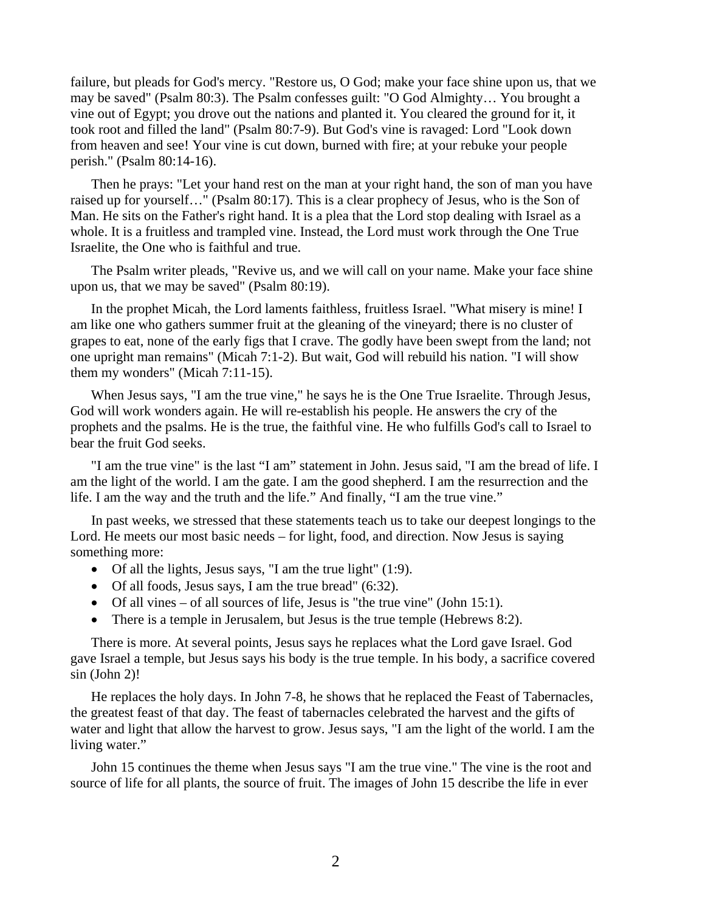failure, but pleads for God's mercy. "Restore us, O God; make your face shine upon us, that we may be saved" (Psalm 80:3). The Psalm confesses guilt: "O God Almighty… You brought a vine out of Egypt; you drove out the nations and planted it. You cleared the ground for it, it took root and filled the land" (Psalm 80:7-9). But God's vine is ravaged: Lord "Look down from heaven and see! Your vine is cut down, burned with fire; at your rebuke your people perish." (Psalm 80:14-16).

Then he prays: "Let your hand rest on the man at your right hand, the son of man you have raised up for yourself…" (Psalm 80:17). This is a clear prophecy of Jesus, who is the Son of Man. He sits on the Father's right hand. It is a plea that the Lord stop dealing with Israel as a whole. It is a fruitless and trampled vine. Instead, the Lord must work through the One True Israelite, the One who is faithful and true.

The Psalm writer pleads, "Revive us, and we will call on your name. Make your face shine upon us, that we may be saved" (Psalm 80:19).

In the prophet Micah, the Lord laments faithless, fruitless Israel. "What misery is mine! I am like one who gathers summer fruit at the gleaning of the vineyard; there is no cluster of grapes to eat, none of the early figs that I crave. The godly have been swept from the land; not one upright man remains" (Micah 7:1-2). But wait, God will rebuild his nation. "I will show them my wonders" (Micah 7:11-15).

When Jesus says, "I am the true vine," he says he is the One True Israelite. Through Jesus, God will work wonders again. He will re-establish his people. He answers the cry of the prophets and the psalms. He is the true, the faithful vine. He who fulfills God's call to Israel to bear the fruit God seeks.

"I am the true vine" is the last "I am" statement in John. Jesus said, "I am the bread of life. I am the light of the world. I am the gate. I am the good shepherd. I am the resurrection and the life. I am the way and the truth and the life." And finally, "I am the true vine."

In past weeks, we stressed that these statements teach us to take our deepest longings to the Lord. He meets our most basic needs – for light, food, and direction. Now Jesus is saying something more:

- Of all the lights, Jesus says, "I am the true light" (1:9).
- Of all foods, Jesus says, I am the true bread" (6:32).
- Of all vines – of all sources of life, Jesus is "the true vine" (John 15:1).
- There is a temple in Jerusalem, but Jesus is the true temple (Hebrews 8:2).

There is more. At several points, Jesus says he replaces what the Lord gave Israel. God gave Israel a temple, but Jesus says his body is the true temple. In his body, a sacrifice covered sin (John 2)!

He replaces the holy days. In John 7-8, he shows that he replaced the Feast of Tabernacles, the greatest feast of that day. The feast of tabernacles celebrated the harvest and the gifts of water and light that allow the harvest to grow. Jesus says, "I am the light of the world. I am the living water."

John 15 continues the theme when Jesus says "I am the true vine." The vine is the root and source of life for all plants, the source of fruit. The images of John 15 describe the life in ever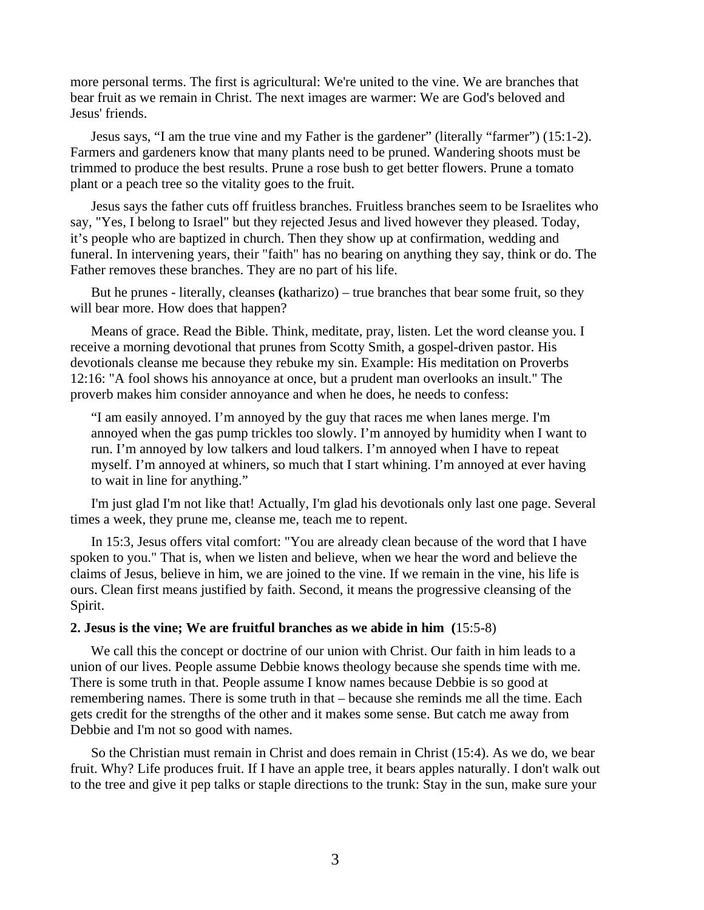more personal terms. The first is agricultural: We're united to the vine. We are branches that bear fruit as we remain in Christ. The next images are warmer: We are God's beloved and Jesus' friends.

Jesus says, "I am the true vine and my Father is the gardener" (literally "farmer") (15:1-2). Farmers and gardeners know that many plants need to be pruned. Wandering shoots must be trimmed to produce the best results. Prune a rose bush to get better flowers. Prune a tomato plant or a peach tree so the vitality goes to the fruit.

Jesus says the father cuts off fruitless branches. Fruitless branches seem to be Israelites who say, "Yes, I belong to Israel" but they rejected Jesus and lived however they pleased. Today, it's people who are baptized in church. Then they show up at confirmation, wedding and funeral. In intervening years, their "faith" has no bearing on anything they say, think or do. The Father removes these branches. They are no part of his life.

But he prunes - literally, cleanses **(**katharizo) – true branches that bear some fruit, so they will bear more. How does that happen?

Means of grace. Read the Bible. Think, meditate, pray, listen. Let the word cleanse you. I receive a morning devotional that prunes from Scotty Smith, a gospel-driven pastor. His devotionals cleanse me because they rebuke my sin. Example: His meditation on Proverbs 12:16: "A fool shows his annoyance at once, but a prudent man overlooks an insult." The proverb makes him consider annoyance and when he does, he needs to confess:

> "I am easily annoyed. I'm annoyed by the guy that races me when lanes merge. I'm annoyed when the gas pump trickles too slowly. I'm annoyed by humidity when I want to run. I'm annoyed by low talkers and loud talkers. I'm annoyed when I have to repeat myself. I'm annoyed at whiners, so much that I start whining. I'm annoyed at ever having to wait in line for anything."

I'm just glad I'm not like that! Actually, I'm glad his devotionals only last one page. Several times a week, they prune me, cleanse me, teach me to repent.

In 15:3, Jesus offers vital comfort: "You are already clean because of the word that I have spoken to you." That is, when we listen and believe, when we hear the word and believe the claims of Jesus, believe in him, we are joined to the vine. If we remain in the vine, his life is ours. Clean first means justified by faith. Second, it means the progressive cleansing of the Spirit.

**2. Jesus is the vine; We are fruitful branches as we abide in him (**15:5-8)

We call this the concept or doctrine of our union with Christ. Our faith in him leads to a union of our lives. People assume Debbie knows theology because she spends time with me. There is some truth in that. People assume I know names because Debbie is so good at remembering names. There is some truth in that – because she reminds me all the time. Each gets credit for the strengths of the other and it makes some sense. But catch me away from Debbie and I'm not so good with names.

So the Christian must remain in Christ and does remain in Christ (15:4). As we do, we bear fruit. Why? Life produces fruit. If I have an apple tree, it bears apples naturally. I don't walk out to the tree and give it pep talks or staple directions to the trunk: Stay in the sun, make sure your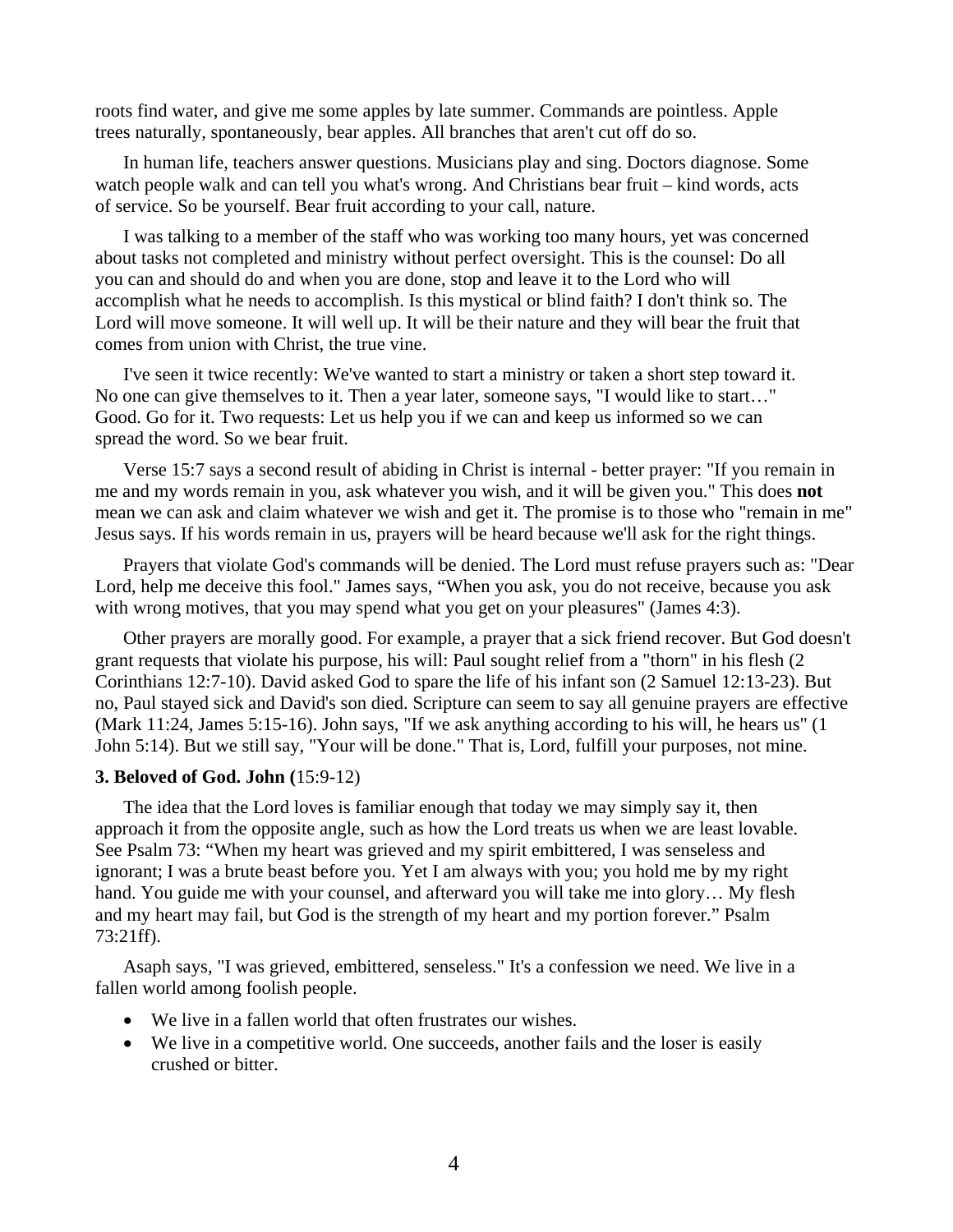roots find water, and give me some apples by late summer. Commands are pointless. Apple trees naturally, spontaneously, bear apples. All branches that aren't cut off do so.

In human life, teachers answer questions. Musicians play and sing. Doctors diagnose. Some watch people walk and can tell you what's wrong. And Christians bear fruit – kind words, acts of service. So be yourself. Bear fruit according to your call, nature.

I was talking to a member of the staff who was working too many hours, yet was concerned about tasks not completed and ministry without perfect oversight. This is the counsel: Do all you can and should do and when you are done, stop and leave it to the Lord who will accomplish what he needs to accomplish. Is this mystical or blind faith? I don't think so. The Lord will move someone. It will well up. It will be their nature and they will bear the fruit that comes from union with Christ, the true vine.

I've seen it twice recently: We've wanted to start a ministry or taken a short step toward it. No one can give themselves to it. Then a year later, someone says, "I would like to start…" Good. Go for it. Two requests: Let us help you if we can and keep us informed so we can spread the word. So we bear fruit.

Verse 15:7 says a second result of abiding in Christ is internal - better prayer: "If you remain in me and my words remain in you, ask whatever you wish, and it will be given you." This does **not** mean we can ask and claim whatever we wish and get it. The promise is to those who "remain in me" Jesus says. If his words remain in us, prayers will be heard because we'll ask for the right things.

Prayers that violate God's commands will be denied. The Lord must refuse prayers such as: "Dear Lord, help me deceive this fool." James says, "When you ask, you do not receive, because you ask with wrong motives, that you may spend what you get on your pleasures" (James 4:3).

Other prayers are morally good. For example, a prayer that a sick friend recover. But God doesn't grant requests that violate his purpose, his will: Paul sought relief from a "thorn" in his flesh (2 Corinthians 12:7-10). David asked God to spare the life of his infant son (2 Samuel 12:13-23). But no, Paul stayed sick and David's son died. Scripture can seem to say all genuine prayers are effective (Mark 11:24, James 5:15-16). John says, "If we ask anything according to his will, he hears us" (1 John 5:14). But we still say, "Your will be done." That is, Lord, fulfill your purposes, not mine.

**3. Beloved of God. John (**15:9-12)

The idea that the Lord loves is familiar enough that today we may simply say it, then approach it from the opposite angle, such as how the Lord treats us when we are least lovable. See Psalm 73: "When my heart was grieved and my spirit embittered, I was senseless and ignorant; I was a brute beast before you. Yet I am always with you; you hold me by my right hand. You guide me with your counsel, and afterward you will take me into glory… My flesh and my heart may fail, but God is the strength of my heart and my portion forever." Psalm 73:21ff).

Asaph says, "I was grieved, embittered, senseless." It's a confession we need. We live in a fallen world among foolish people.

- We live in a fallen world that often frustrates our wishes.
- We live in a competitive world. One succeeds, another fails and the loser is easily crushed or bitter.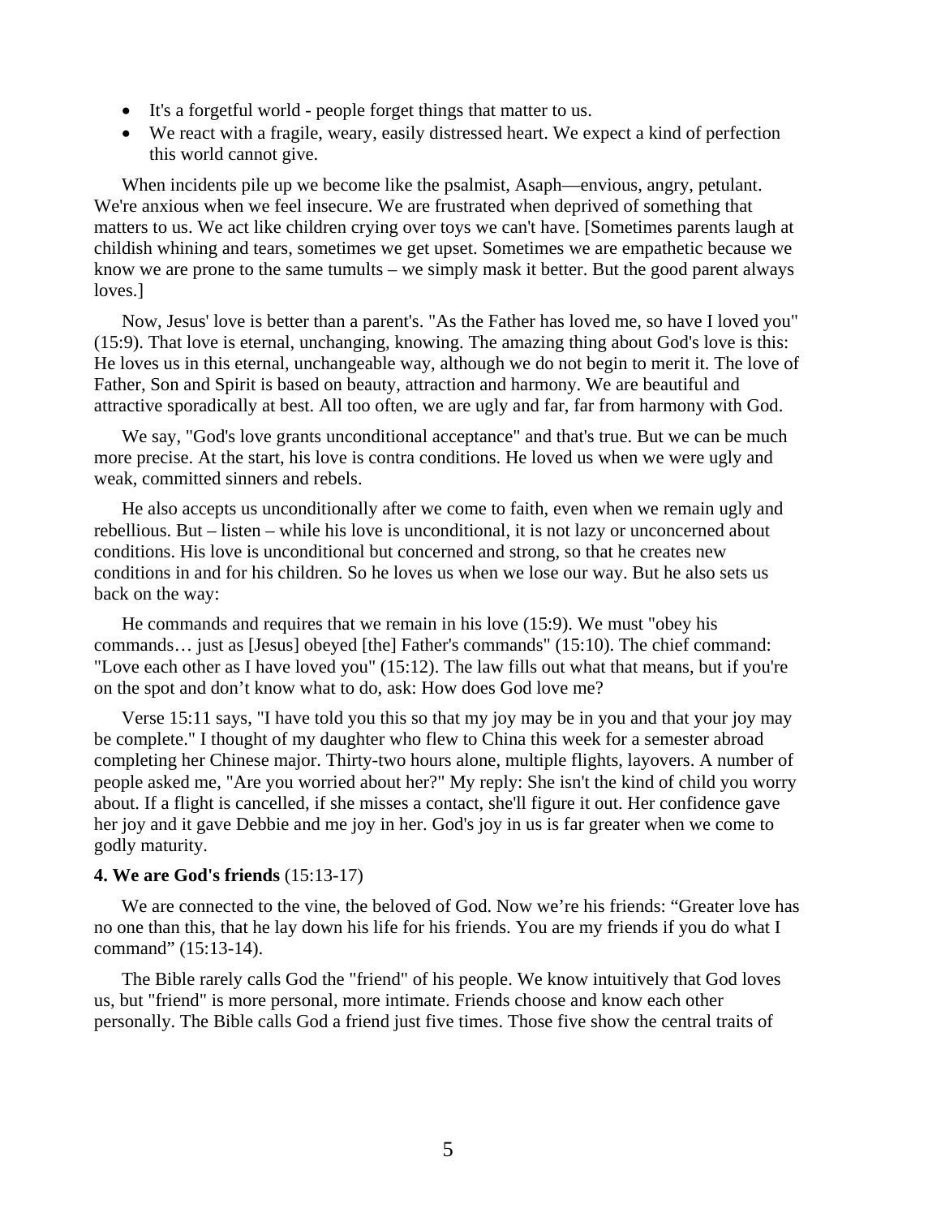- It's a forgetful world - people forget things that matter to us.
- We react with a fragile, weary, easily distressed heart. We expect a kind of perfection this world cannot give.

When incidents pile up we become like the psalmist, Asaph—envious, angry, petulant. We're anxious when we feel insecure. We are frustrated when deprived of something that matters to us. We act like children crying over toys we can't have. [Sometimes parents laugh at childish whining and tears, sometimes we get upset. Sometimes we are empathetic because we know we are prone to the same tumults – we simply mask it better. But the good parent always loves.]

Now, Jesus' love is better than a parent's. "As the Father has loved me, so have I loved you" (15:9). That love is eternal, unchanging, knowing. The amazing thing about God's love is this: He loves us in this eternal, unchangeable way, although we do not begin to merit it. The love of Father, Son and Spirit is based on beauty, attraction and harmony. We are beautiful and attractive sporadically at best. All too often, we are ugly and far, far from harmony with God.

We say, "God's love grants unconditional acceptance" and that's true. But we can be much more precise. At the start, his love is contra conditions. He loved us when we were ugly and weak, committed sinners and rebels.

He also accepts us unconditionally after we come to faith, even when we remain ugly and rebellious. But – listen – while his love is unconditional, it is not lazy or unconcerned about conditions. His love is unconditional but concerned and strong, so that he creates new conditions in and for his children. So he loves us when we lose our way. But he also sets us back on the way:

He commands and requires that we remain in his love (15:9). We must "obey his commands… just as [Jesus] obeyed [the] Father's commands" (15:10). The chief command: "Love each other as I have loved you" (15:12). The law fills out what that means, but if you're on the spot and don't know what to do, ask: How does God love me?

Verse 15:11 says, "I have told you this so that my joy may be in you and that your joy may be complete." I thought of my daughter who flew to China this week for a semester abroad completing her Chinese major. Thirty-two hours alone, multiple flights, layovers. A number of people asked me, "Are you worried about her?" My reply: She isn't the kind of child you worry about. If a flight is cancelled, if she misses a contact, she'll figure it out. Her confidence gave her joy and it gave Debbie and me joy in her. God's joy in us is far greater when we come to godly maturity.

**4. We are God's friends** (15:13-17)

We are connected to the vine, the beloved of God. Now we're his friends: "Greater love has no one than this, that he lay down his life for his friends. You are my friends if you do what I command" (15:13-14).

The Bible rarely calls God the "friend" of his people. We know intuitively that God loves us, but "friend" is more personal, more intimate. Friends choose and know each other personally. The Bible calls God a friend just five times. Those five show the central traits of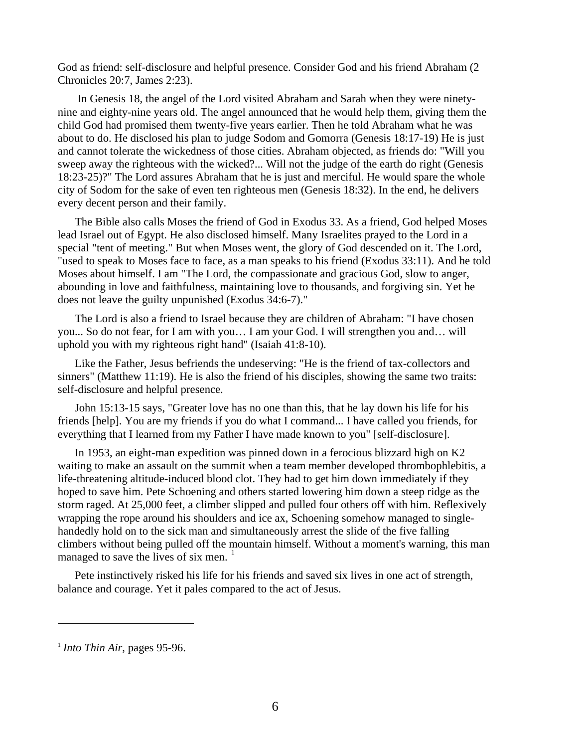God as friend: self-disclosure and helpful presence. Consider God and his friend Abraham (2 Chronicles 20:7, James 2:23).

In Genesis 18, the angel of the Lord visited Abraham and Sarah when they were ninety-nine and eighty-nine years old. The angel announced that he would help them, giving them the child God had promised them twenty-five years earlier. Then he told Abraham what he was about to do. He disclosed his plan to judge Sodom and Gomorra (Genesis 18:17-19) He is just and cannot tolerate the wickedness of those cities. Abraham objected, as friends do: "Will you sweep away the righteous with the wicked?... Will not the judge of the earth do right (Genesis 18:23-25)?" The Lord assures Abraham that he is just and merciful. He would spare the whole city of Sodom for the sake of even ten righteous men (Genesis 18:32). In the end, he delivers every decent person and their family.

The Bible also calls Moses the friend of God in Exodus 33. As a friend, God helped Moses lead Israel out of Egypt. He also disclosed himself. Many Israelites prayed to the Lord in a special "tent of meeting." But when Moses went, the glory of God descended on it. The Lord, "used to speak to Moses face to face, as a man speaks to his friend (Exodus 33:11). And he told Moses about himself. I am "The Lord, the compassionate and gracious God, slow to anger, abounding in love and faithfulness, maintaining love to thousands, and forgiving sin. Yet he does not leave the guilty unpunished (Exodus 34:6-7)."

The Lord is also a friend to Israel because they are children of Abraham: "I have chosen you... So do not fear, for I am with you… I am your God. I will strengthen you and… will uphold you with my righteous right hand" (Isaiah 41:8-10).

Like the Father, Jesus befriends the undeserving: "He is the friend of tax-collectors and sinners" (Matthew 11:19). He is also the friend of his disciples, showing the same two traits: self-disclosure and helpful presence.

John 15:13-15 says, "Greater love has no one than this, that he lay down his life for his friends [help]. You are my friends if you do what I command... I have called you friends, for everything that I learned from my Father I have made known to you" [self-disclosure].

In 1953, an eight-man expedition was pinned down in a ferocious blizzard high on K2 waiting to make an assault on the summit when a team member developed thrombophlebitis, a life-threatening altitude-induced blood clot. They had to get him down immediately if they hoped to save him. Pete Schoening and others started lowering him down a steep ridge as the storm raged. At 25,000 feet, a climber slipped and pulled four others off with him. Reflexively wrapping the rope around his shoulders and ice ax, Schoening somehow managed to single-handedly hold on to the sick man and simultaneously arrest the slide of the five falling climbers without being pulled off the mountain himself. Without a moment's warning, this man managed to save the lives of six men. [1]

Pete instinctively risked his life for his friends and saved six lives in one act of strength, balance and courage. Yet it pales compared to the act of Jesus.

---

[1] *Into Thin Air*, pages 95-96.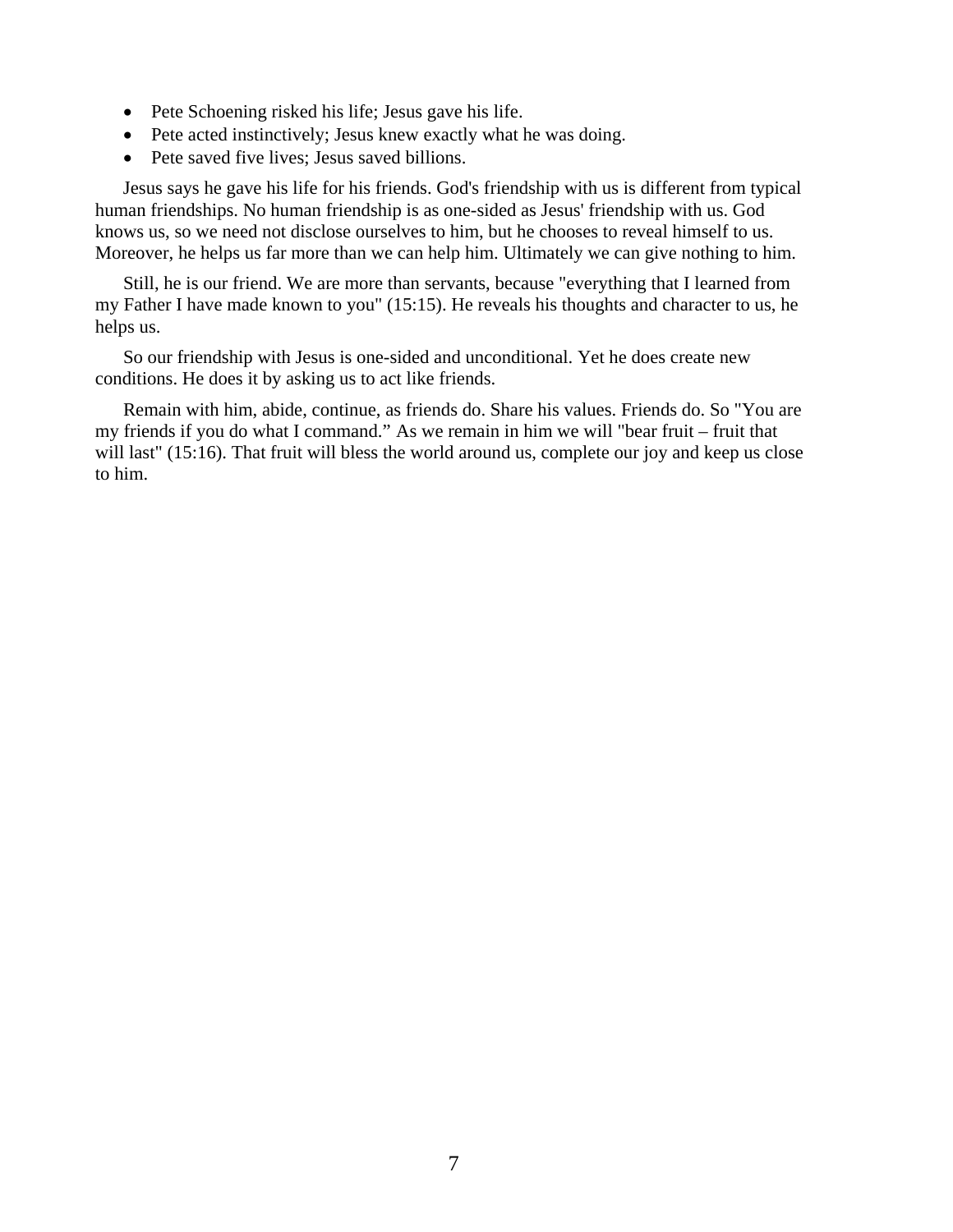- Pete Schoening risked his life; Jesus gave his life.
- Pete acted instinctively; Jesus knew exactly what he was doing.
- Pete saved five lives; Jesus saved billions.

Jesus says he gave his life for his friends. God's friendship with us is different from typical human friendships. No human friendship is as one-sided as Jesus' friendship with us. God knows us, so we need not disclose ourselves to him, but he chooses to reveal himself to us. Moreover, he helps us far more than we can help him. Ultimately we can give nothing to him.

Still, he is our friend. We are more than servants, because "everything that I learned from my Father I have made known to you" (15:15). He reveals his thoughts and character to us, he helps us.

So our friendship with Jesus is one-sided and unconditional. Yet he does create new conditions. He does it by asking us to act like friends.

Remain with him, abide, continue, as friends do. Share his values. Friends do. So "You are my friends if you do what I command." As we remain in him we will "bear fruit – fruit that will last" (15:16). That fruit will bless the world around us, complete our joy and keep us close to him.